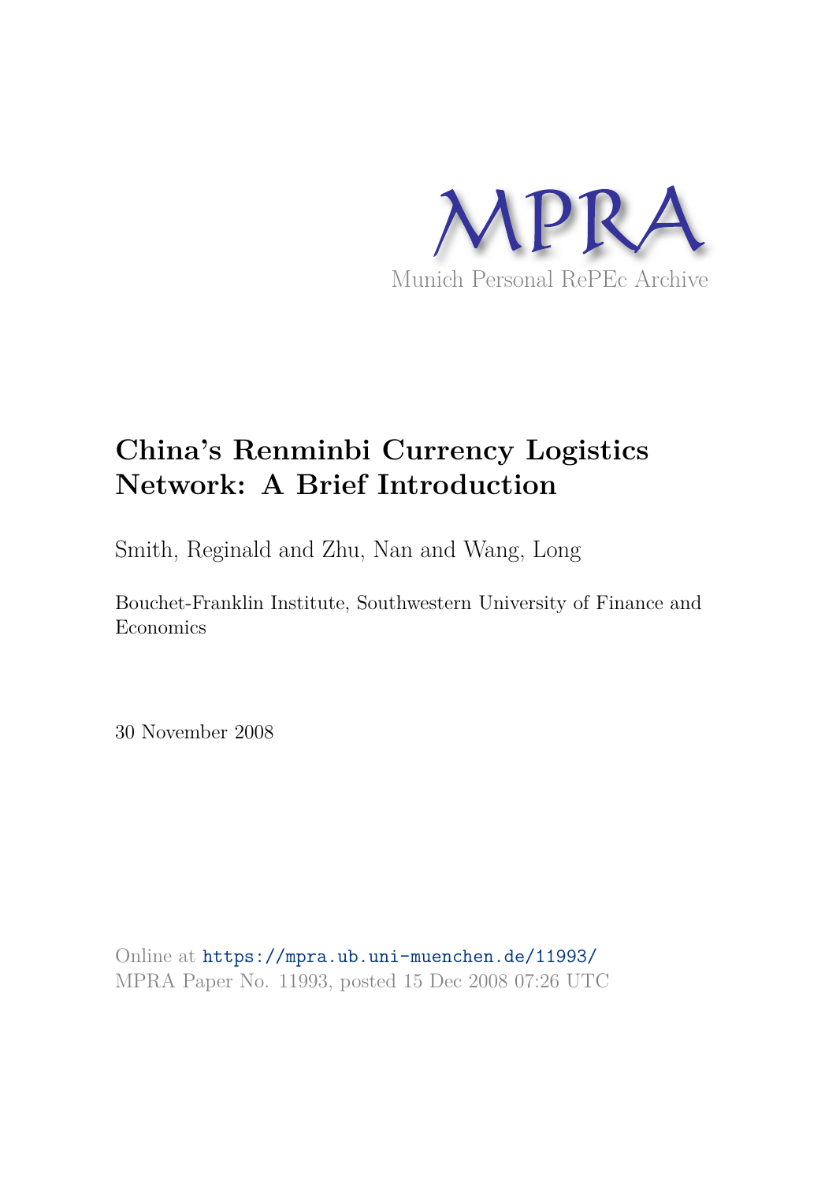MPRA

Munich Personal RePEc Archive

# China's Renminbi Currency Logistics Network: A Brief Introduction

Smith, Reginald and Zhu, Nan and Wang, Long

Bouchet-Franklin Institute, Southwestern University of Finance and Economics

30 November 2008

Online at https://mpra.ub.uni-muenchen.de/11993/
MPRA Paper No. 11993, posted 15 Dec 2008 07:26 UTC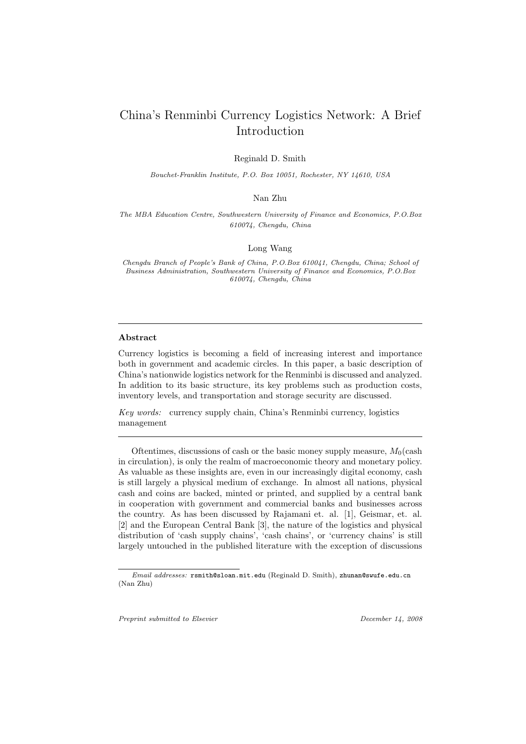# China's Renminbi Currency Logistics Network: A Brief Introduction

Reginald D. Smith

*Bouchet-Franklin Institute, P.O. Box 10051, Rochester, NY 14610, USA*

Nan Zhu

*The MBA Education Centre, Southwestern University of Finance and Economics, P.O.Box 610074, Chengdu, China*

Long Wang

*Chengdu Branch of People's Bank of China, P.O.Box 610041, Chengdu, China; School of Business Administration, Southwestern University of Finance and Economics, P.O.Box 610074, Chengdu, China*

---

**Abstract**

Currency logistics is becoming a field of increasing interest and importance both in government and academic circles. In this paper, a basic description of China's nationwide logistics network for the Renminbi is discussed and analyzed. In addition to its basic structure, its key problems such as production costs, inventory levels, and transportation and storage security are discussed.

*Key words:* currency supply chain, China's Renminbi currency, logistics management

---

Oftentimes, discussions of cash or the basic money supply measure, $M_0$(cash in circulation), is only the realm of macroeconomic theory and monetary policy. As valuable as these insights are, even in our increasingly digital economy, cash is still largely a physical medium of exchange. In almost all nations, physical cash and coins are backed, minted or printed, and supplied by a central bank in cooperation with government and commercial banks and businesses across the country. As has been discussed by Rajamani et. al. [1], Geismar, et. al. [2] and the European Central Bank [3], the nature of the logistics and physical distribution of 'cash supply chains', 'cash chains', or 'currency chains' is still largely untouched in the published literature with the exception of discussions

*Email addresses:* rsmith@sloan.mit.edu (Reginald D. Smith), zhunan@swufe.edu.cn (Nan Zhu)

Preprint submitted to Elsevier December 14, 2008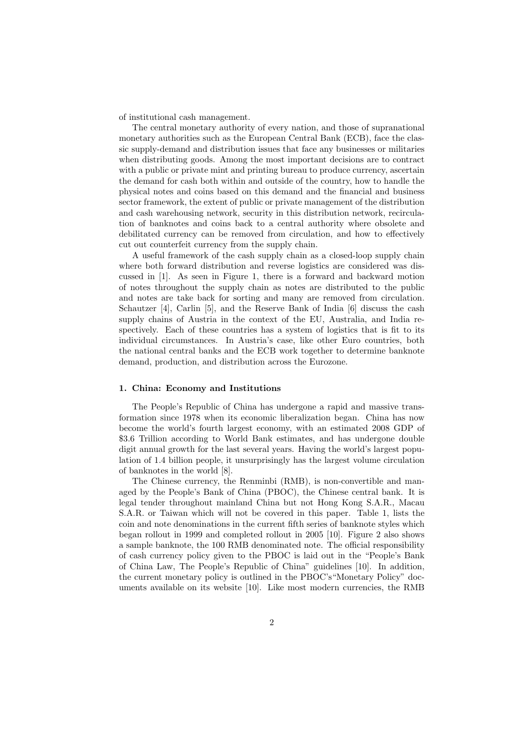of institutional cash management.

The central monetary authority of every nation, and those of supranational monetary authorities such as the European Central Bank (ECB), face the classic supply-demand and distribution issues that face any businesses or militaries when distributing goods. Among the most important decisions are to contract with a public or private mint and printing bureau to produce currency, ascertain the demand for cash both within and outside of the country, how to handle the physical notes and coins based on this demand and the financial and business sector framework, the extent of public or private management of the distribution and cash warehousing network, security in this distribution network, recirculation of banknotes and coins back to a central authority where obsolete and debilitated currency can be removed from circulation, and how to effectively cut out counterfeit currency from the supply chain.

A useful framework of the cash supply chain as a closed-loop supply chain where both forward distribution and reverse logistics are considered was discussed in [1]. As seen in Figure 1, there is a forward and backward motion of notes throughout the supply chain as notes are distributed to the public and notes are take back for sorting and many are removed from circulation. Schautzer [4], Carlin [5], and the Reserve Bank of India [6] discuss the cash supply chains of Austria in the context of the EU, Australia, and India respectively. Each of these countries has a system of logistics that is fit to its individual circumstances. In Austria's case, like other Euro countries, both the national central banks and the ECB work together to determine banknote demand, production, and distribution across the Eurozone.

## 1. China: Economy and Institutions

The People's Republic of China has undergone a rapid and massive transformation since 1978 when its economic liberalization began. China has now become the world's fourth largest economy, with an estimated 2008 GDP of \$3.6 Trillion according to World Bank estimates, and has undergone double digit annual growth for the last several years. Having the world's largest population of 1.4 billion people, it unsurprisingly has the largest volume circulation of banknotes in the world [8].

The Chinese currency, the Renminbi (RMB), is non-convertible and managed by the People's Bank of China (PBOC), the Chinese central bank. It is legal tender throughout mainland China but not Hong Kong S.A.R., Macau S.A.R. or Taiwan which will not be covered in this paper. Table 1, lists the coin and note denominations in the current fifth series of banknote styles which began rollout in 1999 and completed rollout in 2005 [10]. Figure 2 also shows a sample banknote, the 100 RMB denominated note. The official responsibility of cash currency policy given to the PBOC is laid out in the "People's Bank of China Law, The People's Republic of China" guidelines [10]. In addition, the current monetary policy is outlined in the PBOC's "Monetary Policy" documents available on its website [10]. Like most modern currencies, the RMB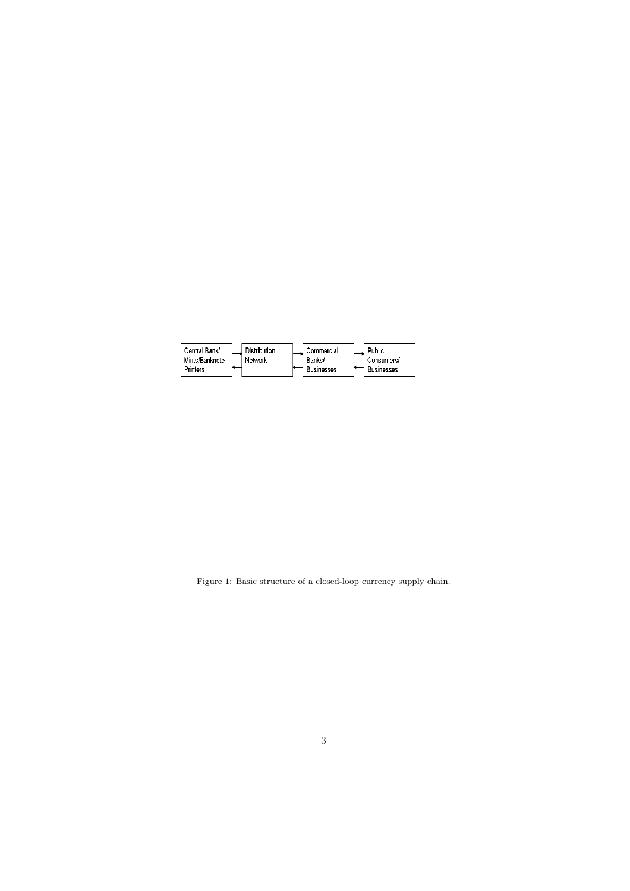Central Bank/ Mints/Banknote Printers → Distribution Network → Commercial Banks/ Businesses → Public Consumers/ Businesses

Figure 1: Basic structure of a closed-loop currency supply chain.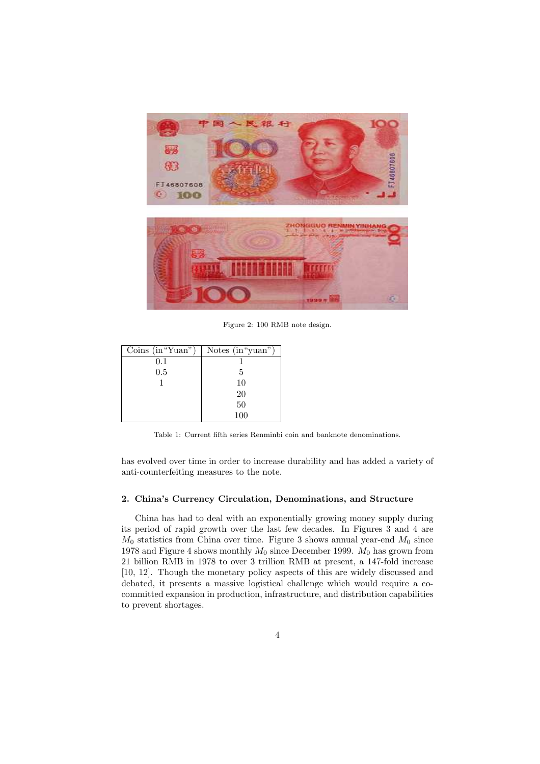Figure 2: 100 RMB note design.

| Coins (in"Yuan") | Notes (in"yuan") |
|---|---|
| 0.1 | 1 |
| 0.5 | 5 |
| 1 | 10 |
| | 20 |
| | 50 |
| | 100 |

Table 1: Current fifth series Renminbi coin and banknote denominations.

has evolved over time in order to increase durability and has added a variety of anti-counterfeiting measures to the note.

## 2. China's Currency Circulation, Denominations, and Structure

China has had to deal with an exponentially growing money supply during its period of rapid growth over the last few decades. In Figures 3 and 4 are $M_0$ statistics from China over time. Figure 3 shows annual year-end $M_0$ since 1978 and Figure 4 shows monthly $M_0$ since December 1999. $M_0$ has grown from 21 billion RMB in 1978 to over 3 trillion RMB at present, a 147-fold increase [10, 12]. Though the monetary policy aspects of this are widely discussed and debated, it presents a massive logistical challenge which would require a co-committed expansion in production, infrastructure, and distribution capabilities to prevent shortages.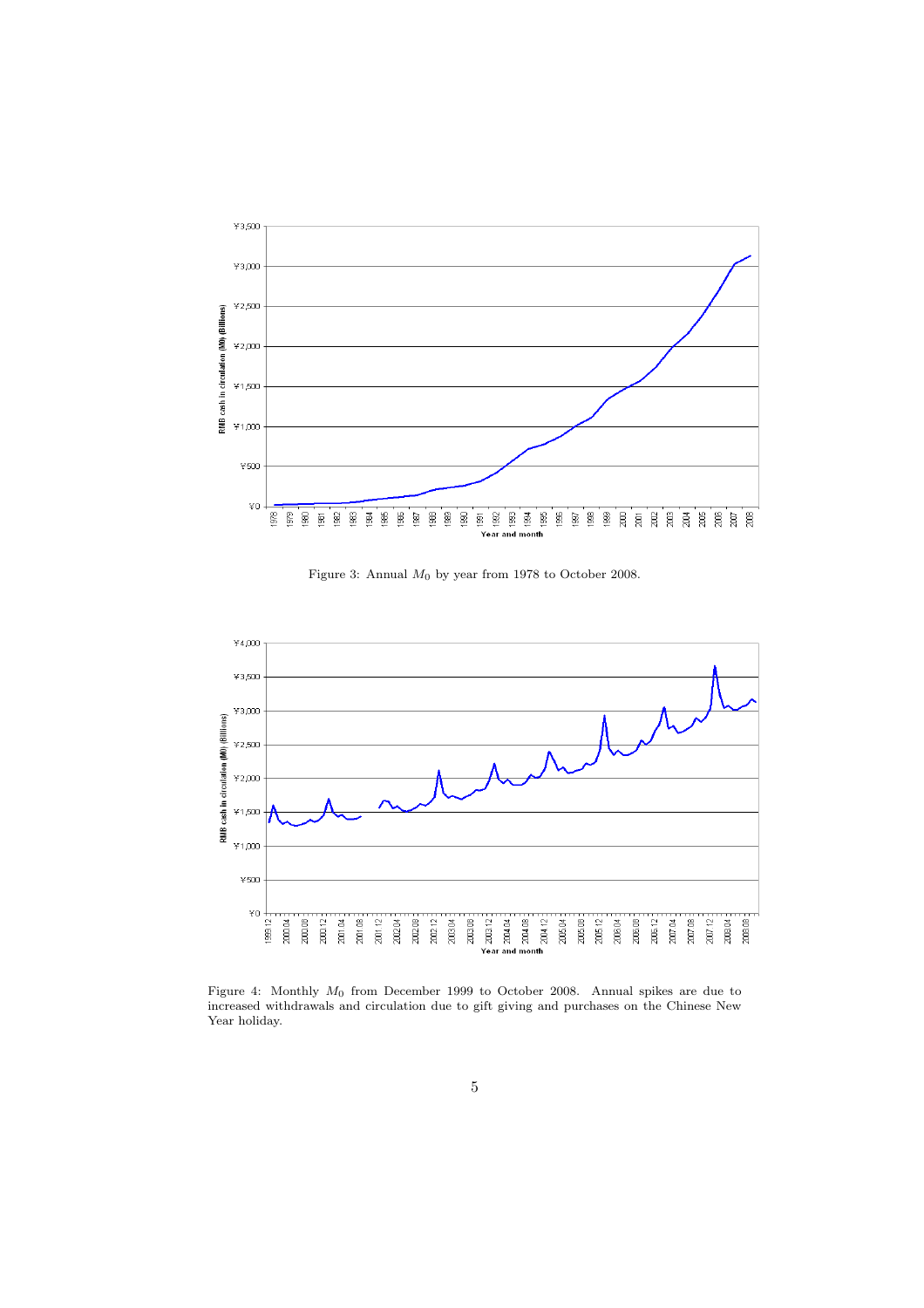Figure 3: Annual $M_0$ by year from 1978 to October 2008.

Figure 4: Monthly $M_0$ from December 1999 to October 2008. Annual spikes are due to increased withdrawals and circulation due to gift giving and purchases on the Chinese New Year holiday.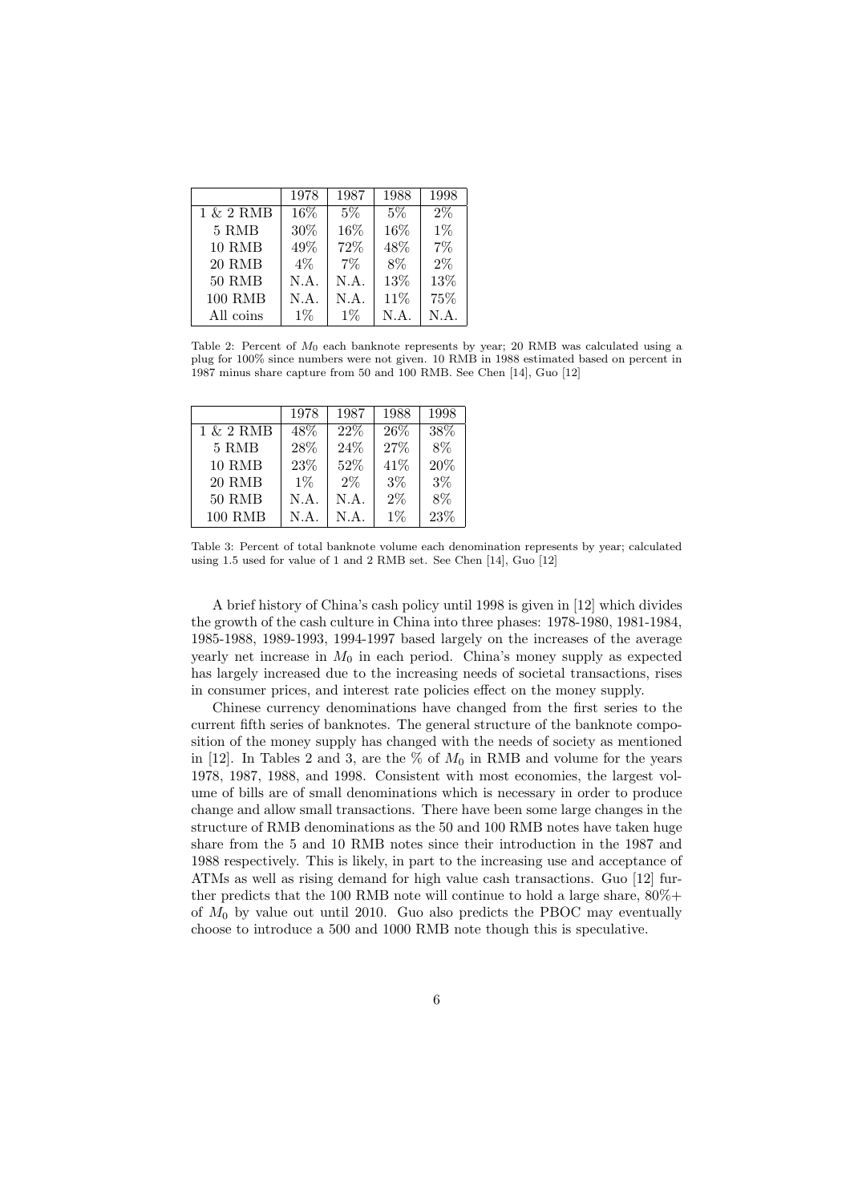| | 1978 | 1987 | 1988 | 1998 |
|---|---|---|---|---|
| 1 & 2 RMB | 16% | 5% | 5% | 2% |
| 5 RMB | 30% | 16% | 16% | 1% |
| 10 RMB | 49% | 72% | 48% | 7% |
| 20 RMB | 4% | 7% | 8% | 2% |
| 50 RMB | N.A. | N.A. | 13% | 13% |
| 100 RMB | N.A. | N.A. | 11% | 75% |
| All coins | 1% | 1% | N.A. | N.A. |

Table 2: Percent of $M_0$ each banknote represents by year; 20 RMB was calculated using a plug for 100% since numbers were not given. 10 RMB in 1988 estimated based on percent in 1987 minus share capture from 50 and 100 RMB. See Chen [14], Guo [12]

| | 1978 | 1987 | 1988 | 1998 |
|---|---|---|---|---|
| 1 & 2 RMB | 48% | 22% | 26% | 38% |
| 5 RMB | 28% | 24% | 27% | 8% |
| 10 RMB | 23% | 52% | 41% | 20% |
| 20 RMB | 1% | 2% | 3% | 3% |
| 50 RMB | N.A. | N.A. | 2% | 8% |
| 100 RMB | N.A. | N.A. | 1% | 23% |

Table 3: Percent of total banknote volume each denomination represents by year; calculated using 1.5 used for value of 1 and 2 RMB set. See Chen [14], Guo [12]

A brief history of China's cash policy until 1998 is given in [12] which divides the growth of the cash culture in China into three phases: 1978-1980, 1981-1984, 1985-1988, 1989-1993, 1994-1997 based largely on the increases of the average yearly net increase in $M_0$ in each period. China's money supply as expected has largely increased due to the increasing needs of societal transactions, rises in consumer prices, and interest rate policies effect on the money supply.

Chinese currency denominations have changed from the first series to the current fifth series of banknotes. The general structure of the banknote composition of the money supply has changed with the needs of society as mentioned in [12]. In Tables 2 and 3, are the % of $M_0$ in RMB and volume for the years 1978, 1987, 1988, and 1998. Consistent with most economies, the largest volume of bills are of small denominations which is necessary in order to produce change and allow small transactions. There have been some large changes in the structure of RMB denominations as the 50 and 100 RMB notes have taken huge share from the 5 and 10 RMB notes since their introduction in the 1987 and 1988 respectively. This is likely, in part to the increasing use and acceptance of ATMs as well as rising demand for high value cash transactions. Guo [12] further predicts that the 100 RMB note will continue to hold a large share, 80%+ of $M_0$ by value out until 2010. Guo also predicts the PBOC may eventually choose to introduce a 500 and 1000 RMB note though this is speculative.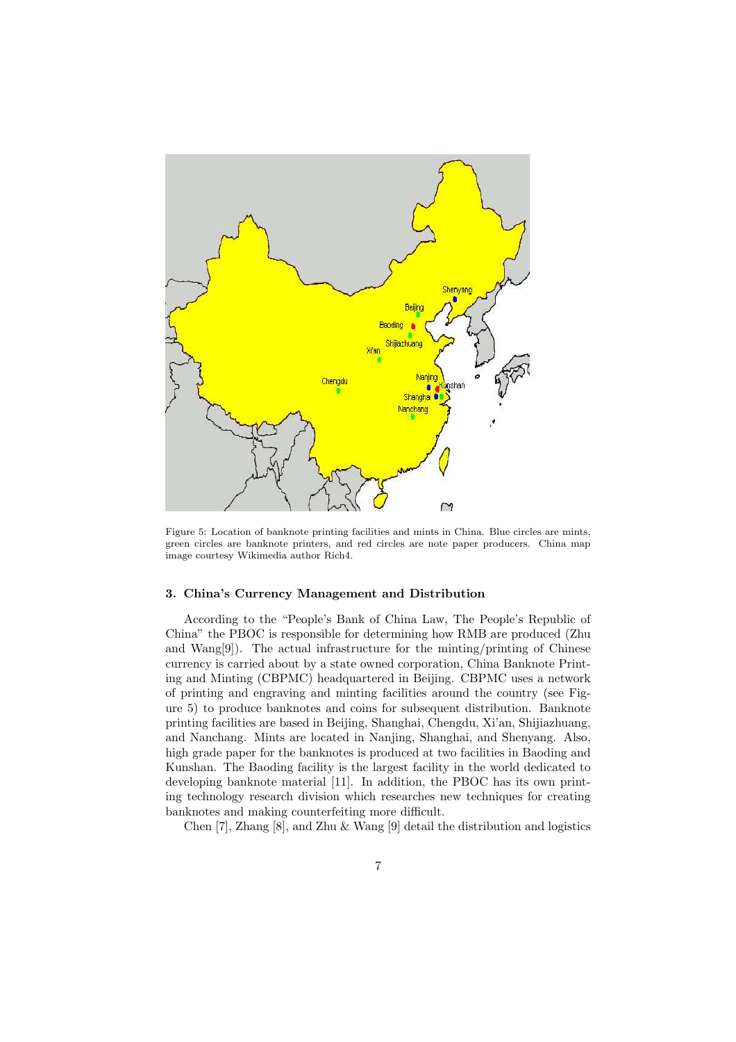Figure 5: Location of banknote printing facilities and mints in China. Blue circles are mints, green circles are banknote printers, and red circles are note paper producers. China map image courtesy Wikimedia author Rich4.

### 3. China's Currency Management and Distribution

According to the "People's Bank of China Law, The People's Republic of China" the PBOC is responsible for determining how RMB are produced (Zhu and Wang[9]). The actual infrastructure for the minting/printing of Chinese currency is carried about by a state owned corporation, China Banknote Printing and Minting (CBPMC) headquartered in Beijing. CBPMC uses a network of printing and engraving and minting facilities around the country (see Figure 5) to produce banknotes and coins for subsequent distribution. Banknote printing facilities are based in Beijing, Shanghai, Chengdu, Xi'an, Shijiazhuang, and Nanchang. Mints are located in Nanjing, Shanghai, and Shenyang. Also, high grade paper for the banknotes is produced at two facilities in Baoding and Kunshan. The Baoding facility is the largest facility in the world dedicated to developing banknote material [11]. In addition, the PBOC has its own printing technology research division which researches new techniques for creating banknotes and making counterfeiting more difficult.

Chen [7], Zhang [8], and Zhu & Wang [9] detail the distribution and logistics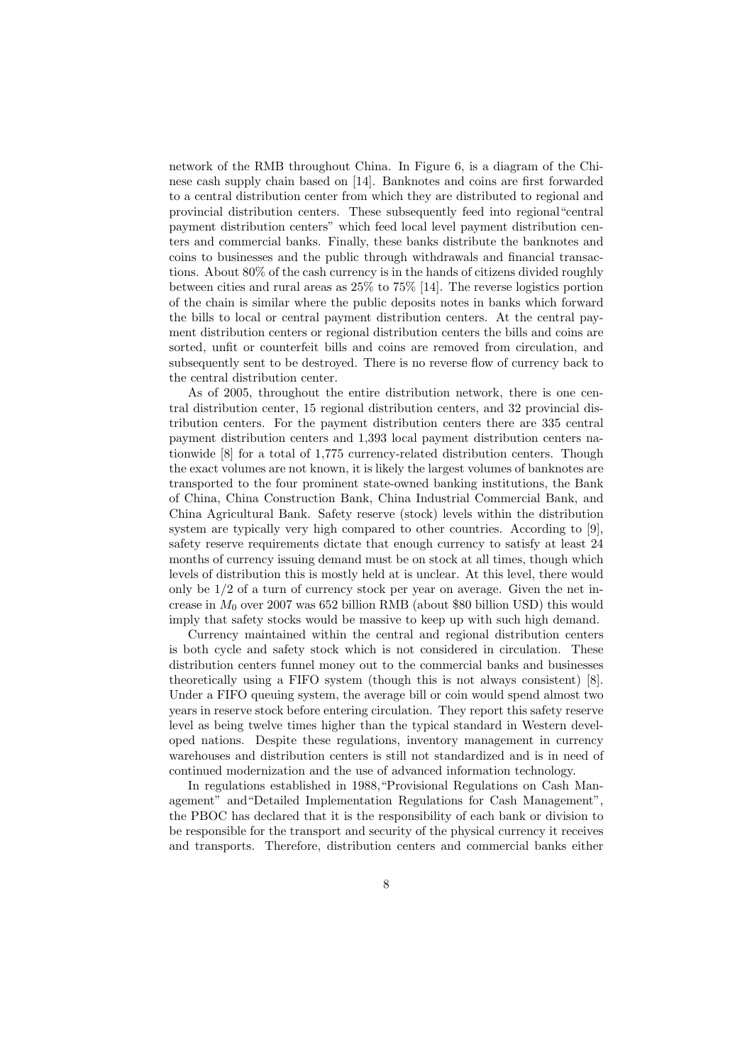network of the RMB throughout China. In Figure 6, is a diagram of the Chinese cash supply chain based on [14]. Banknotes and coins are first forwarded to a central distribution center from which they are distributed to regional and provincial distribution centers. These subsequently feed into regional "central payment distribution centers" which feed local level payment distribution centers and commercial banks. Finally, these banks distribute the banknotes and coins to businesses and the public through withdrawals and financial transactions. About 80% of the cash currency is in the hands of citizens divided roughly between cities and rural areas as 25% to 75% [14]. The reverse logistics portion of the chain is similar where the public deposits notes in banks which forward the bills to local or central payment distribution centers. At the central payment distribution centers or regional distribution centers the bills and coins are sorted, unfit or counterfeit bills and coins are removed from circulation, and subsequently sent to be destroyed. There is no reverse flow of currency back to the central distribution center.

As of 2005, throughout the entire distribution network, there is one central distribution center, 15 regional distribution centers, and 32 provincial distribution centers. For the payment distribution centers there are 335 central payment distribution centers and 1,393 local payment distribution centers nationwide [8] for a total of 1,775 currency-related distribution centers. Though the exact volumes are not known, it is likely the largest volumes of banknotes are transported to the four prominent state-owned banking institutions, the Bank of China, China Construction Bank, China Industrial Commercial Bank, and China Agricultural Bank. Safety reserve (stock) levels within the distribution system are typically very high compared to other countries. According to [9], safety reserve requirements dictate that enough currency to satisfy at least 24 months of currency issuing demand must be on stock at all times, though which levels of distribution this is mostly held at is unclear. At this level, there would only be 1/2 of a turn of currency stock per year on average. Given the net increase in $M_0$ over 2007 was 652 billion RMB (about \$80 billion USD) this would imply that safety stocks would be massive to keep up with such high demand.

Currency maintained within the central and regional distribution centers is both cycle and safety stock which is not considered in circulation. These distribution centers funnel money out to the commercial banks and businesses theoretically using a FIFO system (though this is not always consistent) [8]. Under a FIFO queuing system, the average bill or coin would spend almost two years in reserve stock before entering circulation. They report this safety reserve level as being twelve times higher than the typical standard in Western developed nations. Despite these regulations, inventory management in currency warehouses and distribution centers is still not standardized and is in need of continued modernization and the use of advanced information technology.

In regulations established in 1988, "Provisional Regulations on Cash Management" and "Detailed Implementation Regulations for Cash Management", the PBOC has declared that it is the responsibility of each bank or division to be responsible for the transport and security of the physical currency it receives and transports. Therefore, distribution centers and commercial banks either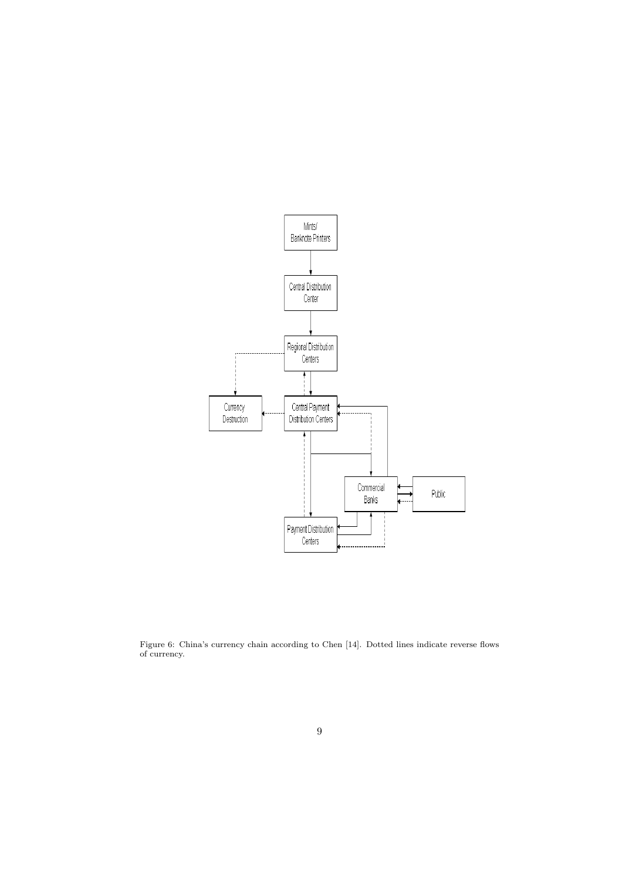Figure 6: China's currency chain according to Chen [14]. Dotted lines indicate reverse flows of currency.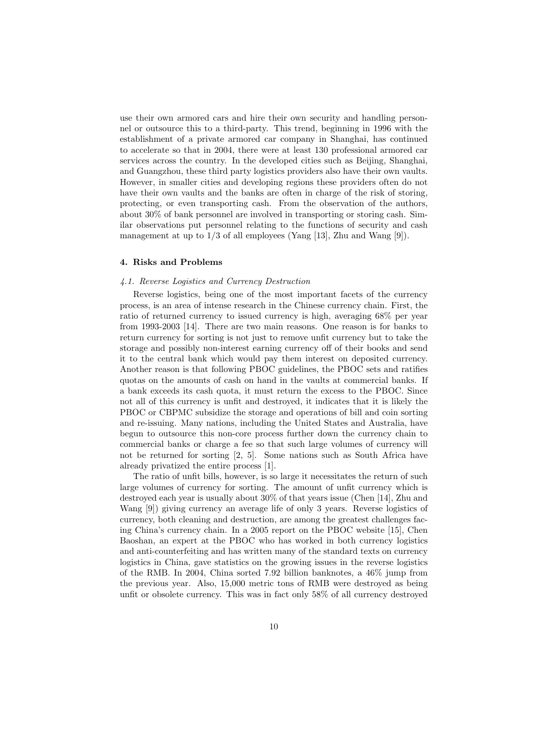use their own armored cars and hire their own security and handling personnel or outsource this to a third-party. This trend, beginning in 1996 with the establishment of a private armored car company in Shanghai, has continued to accelerate so that in 2004, there were at least 130 professional armored car services across the country. In the developed cities such as Beijing, Shanghai, and Guangzhou, these third party logistics providers also have their own vaults. However, in smaller cities and developing regions these providers often do not have their own vaults and the banks are often in charge of the risk of storing, protecting, or even transporting cash. From the observation of the authors, about 30% of bank personnel are involved in transporting or storing cash. Similar observations put personnel relating to the functions of security and cash management at up to 1/3 of all employees (Yang [13], Zhu and Wang [9]).

## 4. Risks and Problems

### *4.1. Reverse Logistics and Currency Destruction*

Reverse logistics, being one of the most important facets of the currency process, is an area of intense research in the Chinese currency chain. First, the ratio of returned currency to issued currency is high, averaging 68% per year from 1993-2003 [14]. There are two main reasons. One reason is for banks to return currency for sorting is not just to remove unfit currency but to take the storage and possibly non-interest earning currency off of their books and send it to the central bank which would pay them interest on deposited currency. Another reason is that following PBOC guidelines, the PBOC sets and ratifies quotas on the amounts of cash on hand in the vaults at commercial banks. If a bank exceeds its cash quota, it must return the excess to the PBOC. Since not all of this currency is unfit and destroyed, it indicates that it is likely the PBOC or CBPMC subsidize the storage and operations of bill and coin sorting and re-issuing. Many nations, including the United States and Australia, have begun to outsource this non-core process further down the currency chain to commercial banks or charge a fee so that such large volumes of currency will not be returned for sorting [2, 5]. Some nations such as South Africa have already privatized the entire process [1].

The ratio of unfit bills, however, is so large it necessitates the return of such large volumes of currency for sorting. The amount of unfit currency which is destroyed each year is usually about 30% of that years issue (Chen [14], Zhu and Wang [9]) giving currency an average life of only 3 years. Reverse logistics of currency, both cleaning and destruction, are among the greatest challenges facing China's currency chain. In a 2005 report on the PBOC website [15], Chen Baoshan, an expert at the PBOC who has worked in both currency logistics and anti-counterfeiting and has written many of the standard texts on currency logistics in China, gave statistics on the growing issues in the reverse logistics of the RMB. In 2004, China sorted 7.92 billion banknotes, a 46% jump from the previous year. Also, 15,000 metric tons of RMB were destroyed as being unfit or obsolete currency. This was in fact only 58% of all currency destroyed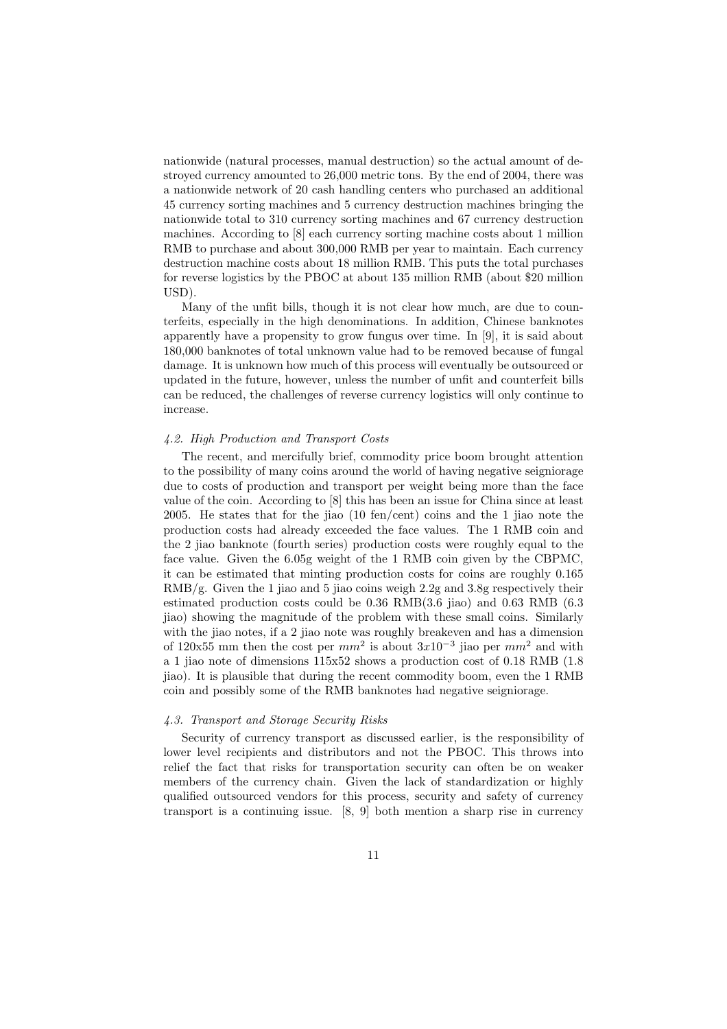nationwide (natural processes, manual destruction) so the actual amount of destroyed currency amounted to 26,000 metric tons. By the end of 2004, there was a nationwide network of 20 cash handling centers who purchased an additional 45 currency sorting machines and 5 currency destruction machines bringing the nationwide total to 310 currency sorting machines and 67 currency destruction machines. According to [8] each currency sorting machine costs about 1 million RMB to purchase and about 300,000 RMB per year to maintain. Each currency destruction machine costs about 18 million RMB. This puts the total purchases for reverse logistics by the PBOC at about 135 million RMB (about $20 million USD).

Many of the unfit bills, though it is not clear how much, are due to counterfeits, especially in the high denominations. In addition, Chinese banknotes apparently have a propensity to grow fungus over time. In [9], it is said about 180,000 banknotes of total unknown value had to be removed because of fungal damage. It is unknown how much of this process will eventually be outsourced or updated in the future, however, unless the number of unfit and counterfeit bills can be reduced, the challenges of reverse currency logistics will only continue to increase.

### *4.2. High Production and Transport Costs*

The recent, and mercifully brief, commodity price boom brought attention to the possibility of many coins around the world of having negative seigniorage due to costs of production and transport per weight being more than the face value of the coin. According to [8] this has been an issue for China since at least 2005. He states that for the jiao (10 fen/cent) coins and the 1 jiao note the production costs had already exceeded the face values. The 1 RMB coin and the 2 jiao banknote (fourth series) production costs were roughly equal to the face value. Given the 6.05g weight of the 1 RMB coin given by the CBPMC, it can be estimated that minting production costs for coins are roughly 0.165 RMB/g. Given the 1 jiao and 5 jiao coins weigh 2.2g and 3.8g respectively their estimated production costs could be 0.36 RMB(3.6 jiao) and 0.63 RMB (6.3 jiao) showing the magnitude of the problem with these small coins. Similarly with the jiao notes, if a 2 jiao note was roughly breakeven and has a dimension of 120x55 mm then the cost per $mm^2$ is about $3x10^{-3}$ jiao per $mm^2$ and with a 1 jiao note of dimensions 115x52 shows a production cost of 0.18 RMB (1.8 jiao). It is plausible that during the recent commodity boom, even the 1 RMB coin and possibly some of the RMB banknotes had negative seigniorage.

### *4.3. Transport and Storage Security Risks*

Security of currency transport as discussed earlier, is the responsibility of lower level recipients and distributors and not the PBOC. This throws into relief the fact that risks for transportation security can often be on weaker members of the currency chain. Given the lack of standardization or highly qualified outsourced vendors for this process, security and safety of currency transport is a continuing issue. [8, 9] both mention a sharp rise in currency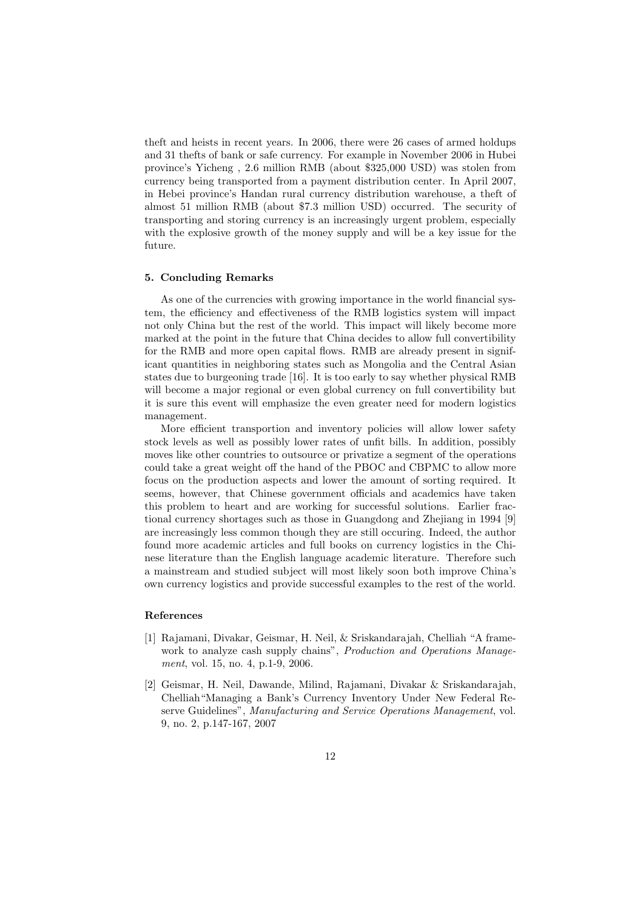theft and heists in recent years. In 2006, there were 26 cases of armed holdups and 31 thefts of bank or safe currency. For example in November 2006 in Hubei province's Yicheng , 2.6 million RMB (about $325,000 USD) was stolen from currency being transported from a payment distribution center. In April 2007, in Hebei province's Handan rural currency distribution warehouse, a theft of almost 51 million RMB (about $7.3 million USD) occurred. The security of transporting and storing currency is an increasingly urgent problem, especially with the explosive growth of the money supply and will be a key issue for the future.

### 5. Concluding Remarks

As one of the currencies with growing importance in the world financial system, the efficiency and effectiveness of the RMB logistics system will impact not only China but the rest of the world. This impact will likely become more marked at the point in the future that China decides to allow full convertibility for the RMB and more open capital flows. RMB are already present in significant quantities in neighboring states such as Mongolia and the Central Asian states due to burgeoning trade [16]. It is too early to say whether physical RMB will become a major regional or even global currency on full convertibility but it is sure this event will emphasize the even greater need for modern logistics management.

More efficient transportion and inventory policies will allow lower safety stock levels as well as possibly lower rates of unfit bills. In addition, possibly moves like other countries to outsource or privatize a segment of the operations could take a great weight off the hand of the PBOC and CBPMC to allow more focus on the production aspects and lower the amount of sorting required. It seems, however, that Chinese government officials and academics have taken this problem to heart and are working for successful solutions. Earlier fractional currency shortages such as those in Guangdong and Zhejiang in 1994 [9] are increasingly less common though they are still occuring. Indeed, the author found more academic articles and full books on currency logistics in the Chinese literature than the English language academic literature. Therefore such a mainstream and studied subject will most likely soon both improve China's own currency logistics and provide successful examples to the rest of the world.

### References

[1] Rajamani, Divakar, Geismar, H. Neil, & Sriskandarajah, Chelliah "A framework to analyze cash supply chains", *Production and Operations Management*, vol. 15, no. 4, p.1-9, 2006.

[2] Geismar, H. Neil, Dawande, Milind, Rajamani, Divakar & Sriskandarajah, Chelliah"Managing a Bank's Currency Inventory Under New Federal Reserve Guidelines", *Manufacturing and Service Operations Management*, vol. 9, no. 2, p.147-167, 2007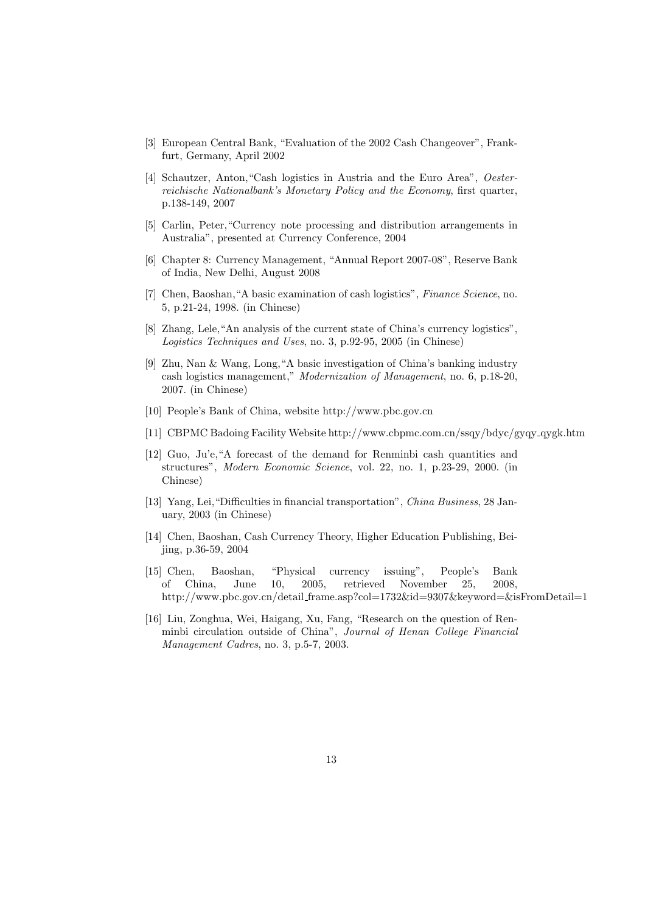[3] European Central Bank, "Evaluation of the 2002 Cash Changeover", Frankfurt, Germany, April 2002

[4] Schautzer, Anton,"Cash logistics in Austria and the Euro Area", *Oesterreichische Nationalbank's Monetary Policy and the Economy*, first quarter, p.138-149, 2007

[5] Carlin, Peter,"Currency note processing and distribution arrangements in Australia", presented at Currency Conference, 2004

[6] Chapter 8: Currency Management, "Annual Report 2007-08", Reserve Bank of India, New Delhi, August 2008

[7] Chen, Baoshan,"A basic examination of cash logistics", *Finance Science*, no. 5, p.21-24, 1998. (in Chinese)

[8] Zhang, Lele,"An analysis of the current state of China's currency logistics", *Logistics Techniques and Uses*, no. 3, p.92-95, 2005 (in Chinese)

[9] Zhu, Nan & Wang, Long,"A basic investigation of China's banking industry cash logistics management," *Modernization of Management*, no. 6, p.18-20, 2007. (in Chinese)

[10] People's Bank of China, website http://www.pbc.gov.cn

[11] CBPMC Badoing Facility Website http://www.cbpmc.com.cn/ssqy/bdyc/gyqy_qygk.htm

[12] Guo, Ju'e,"A forecast of the demand for Renminbi cash quantities and structures", *Modern Economic Science*, vol. 22, no. 1, p.23-29, 2000. (in Chinese)

[13] Yang, Lei,"Difficulties in financial transportation", *China Business*, 28 January, 2003 (in Chinese)

[14] Chen, Baoshan, Cash Currency Theory, Higher Education Publishing, Beijing, p.36-59, 2004

[15] Chen, Baoshan, "Physical currency issuing", People's Bank of China, June 10, 2005, retrieved November 25, 2008, http://www.pbc.gov.cn/detail_frame.asp?col=1732&id=9307&keyword=&isFromDetail=1

[16] Liu, Zonghua, Wei, Haigang, Xu, Fang, "Research on the question of Renminbi circulation outside of China", *Journal of Henan College Financial Management Cadres*, no. 3, p.5-7, 2003.